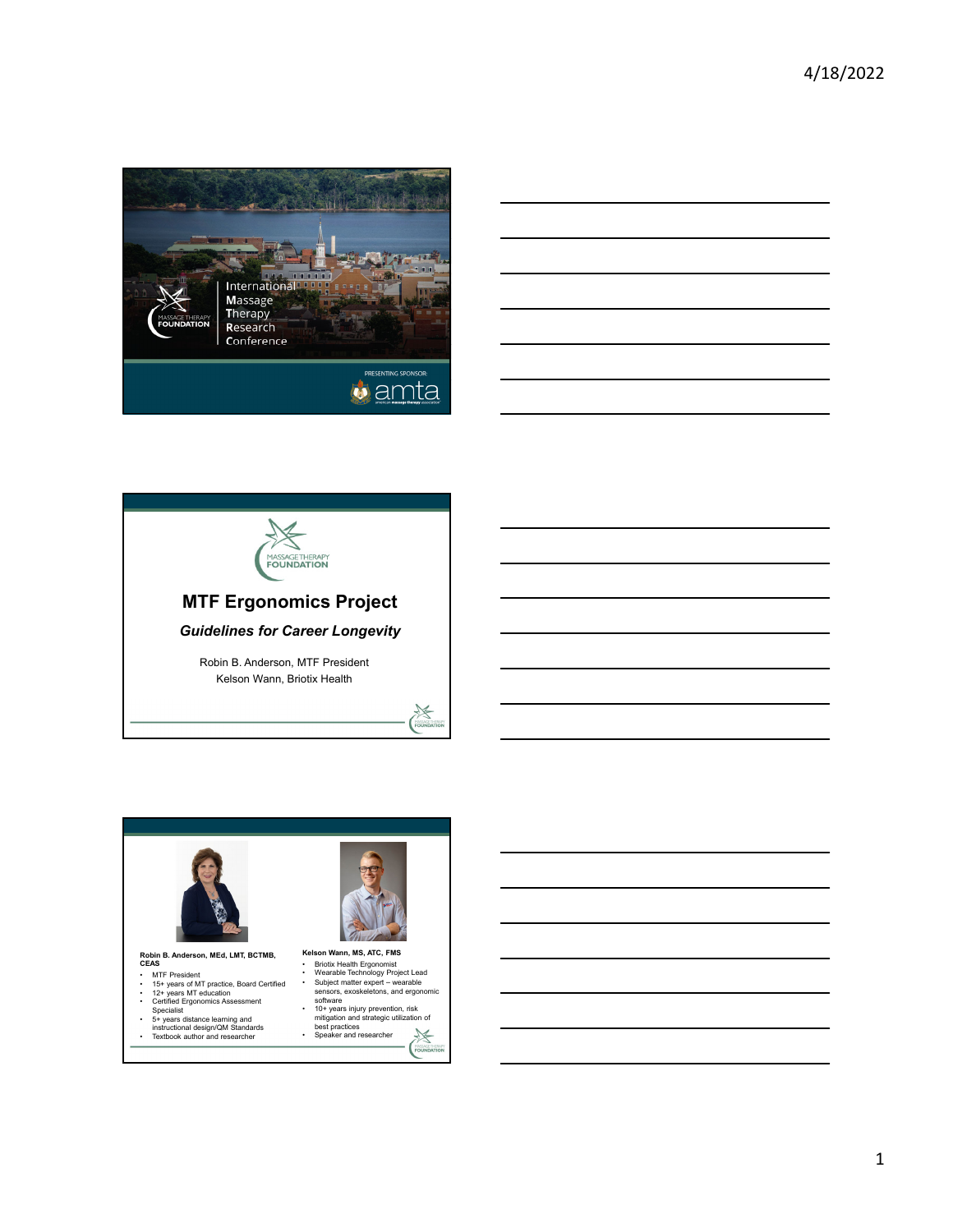International
Massage
Therapy
Research
Conference

MASSAGE THERAPY FOUNDATION

PRESENTING SPONSOR: amta american massage therapy association

---

MASSAGE THERAPY FOUNDATION

# MTF Ergonomics Project

***Guidelines for Career Longevity***

Robin B. Anderson, MTF President
Kelson Wann, Briotix Health

---

**Robin B. Anderson, MEd, LMT, BCTMB, CEAS**

- MTF President
- 15+ years of MT practice, Board Certified
- 12+ years MT education
- Certified Ergonomics Assessment Specialist
- 5+ years distance learning and instructional design/QM Standards
- Textbook author and researcher

**Kelson Wann, MS, ATC, FMS**

- Briotix Health Ergonomist
- Wearable Technology Project Lead
- Subject matter expert – wearable sensors, exoskeletons, and ergonomic software
- 10+ years injury prevention, risk mitigation and strategic utilization of best practices
- Speaker and researcher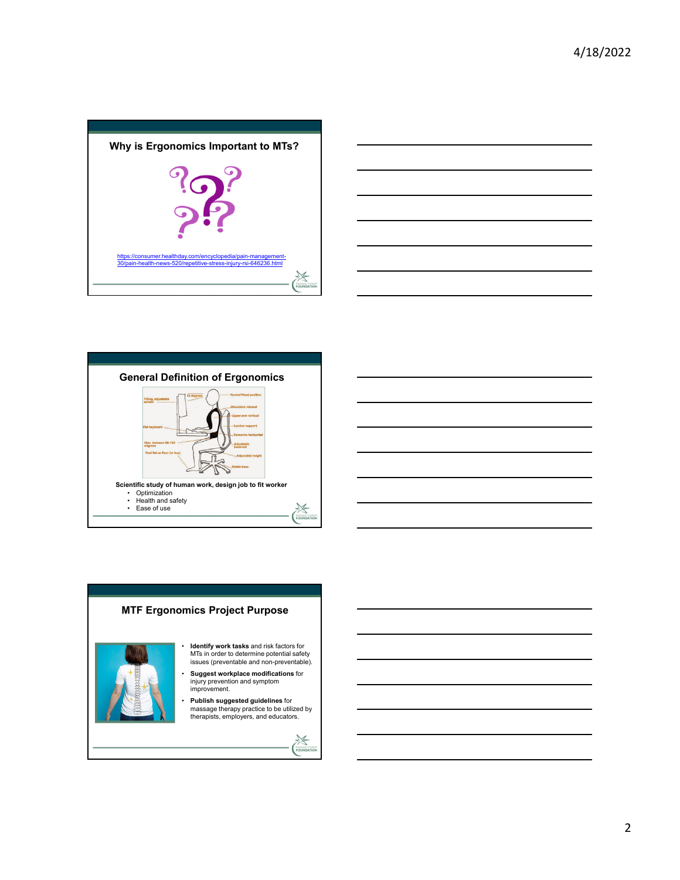## Why is Ergonomics Important to MTs?

https://consumer.healthday.com/encyclopedia/pain-management-30/pain-health-news-520/repetitive-stress-injury-rsi-646236.html

## General Definition of Ergonomics

Tilting, adjustable screen
15 degrees
Neutral Head position
Shoulders relaxed
Upper arm vertical
Flat keyboard
Lumbar support
Forearms horizontal
Hips between 90-100 degrees
Adjustable backrest
Feet flat on floor (or box)
Adjustable height
Stable base

**Scientific study of human work, design job to fit worker**

- Optimization
- Health and safety
- Ease of use

## MTF Ergonomics Project Purpose

- **Identify work tasks** and risk factors for MTs in order to determine potential safety issues (preventable and non-preventable).
- **Suggest workplace modifications** for injury prevention and symptom improvement.
- **Publish suggested guidelines** for massage therapy practice to be utilized by therapists, employers, and educators.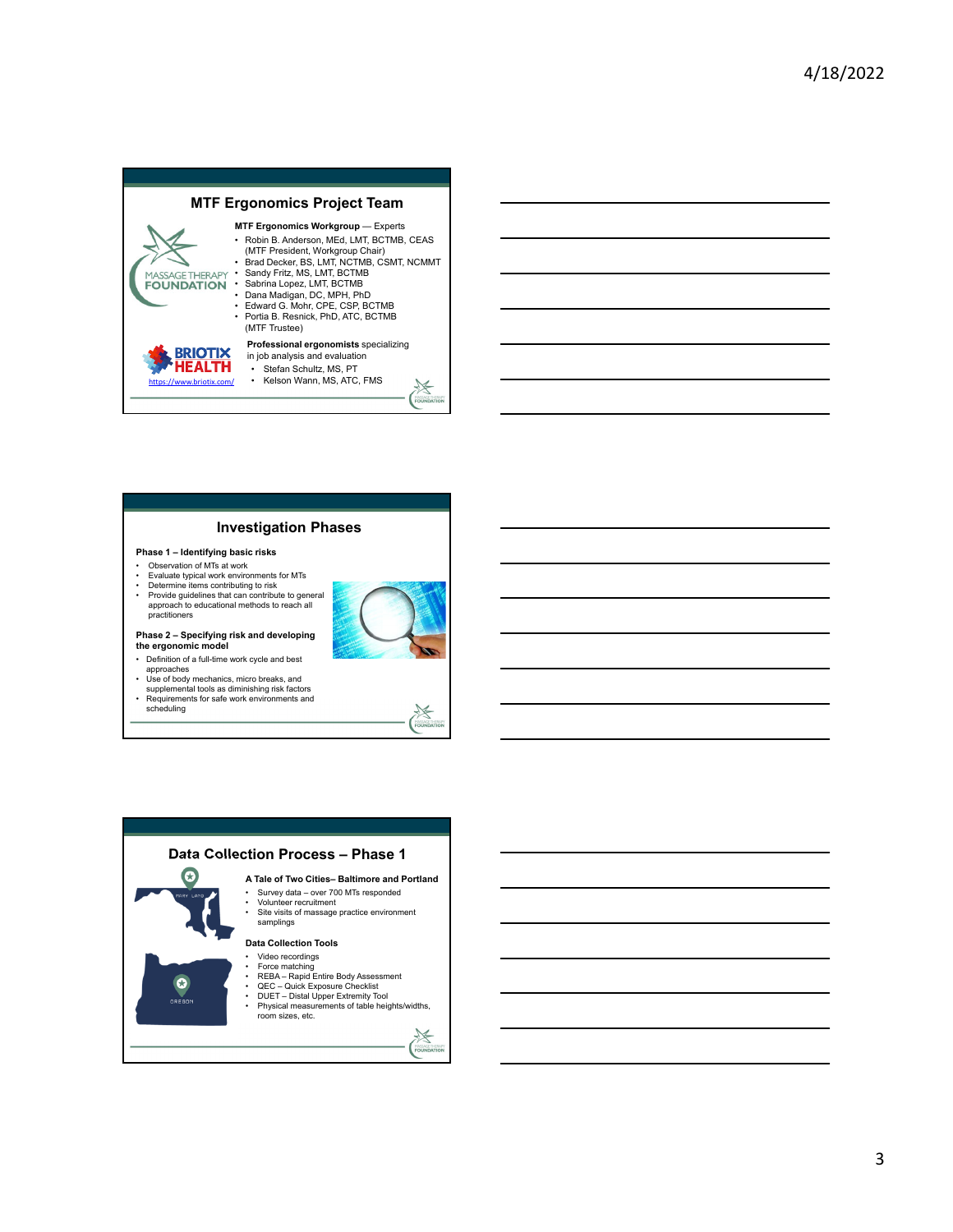## MTF Ergonomics Project Team

**MTF Ergonomics Workgroup** — Experts

- Robin B. Anderson, MEd, LMT, BCTMB, CEAS (MTF President, Workgroup Chair)
- Brad Decker, BS, LMT, NCTMB, CSMT, NCMMT
- Sandy Fritz, MS, LMT, BCTMB
- Sabrina Lopez, LMT, BCTMB
- Dana Madigan, DC, MPH, PhD
- Edward G. Mohr, CPE, CSP, BCTMB
- Portia B. Resnick, PhD, ATC, BCTMB (MTF Trustee)

**Professional ergonomists** specializing in job analysis and evaluation

- Stefan Schultz, MS, PT
- Kelson Wann, MS, ATC, FMS

BRIOTIX HEALTH
https://www.briotix.com/

## Investigation Phases

**Phase 1 – Identifying basic risks**

- Observation of MTs at work
- Evaluate typical work environments for MTs
- Determine items contributing to risk
- Provide guidelines that can contribute to general approach to educational methods to reach all practitioners

**Phase 2 – Specifying risk and developing the ergonomic model**

- Definition of a full-time work cycle and best approaches
- Use of body mechanics, micro breaks, and supplemental tools as diminishing risk factors
- Requirements for safe work environments and scheduling

## Data Collection Process – Phase 1

**A Tale of Two Cities– Baltimore and Portland**

- Survey data – over 700 MTs responded
- Volunteer recruitment
- Site visits of massage practice environment samplings

**Data Collection Tools**

- Video recordings
- Force matching
- REBA – Rapid Entire Body Assessment
- QEC – Quick Exposure Checklist
- DUET – Distal Upper Extremity Tool
- Physical measurements of table heights/widths, room sizes, etc.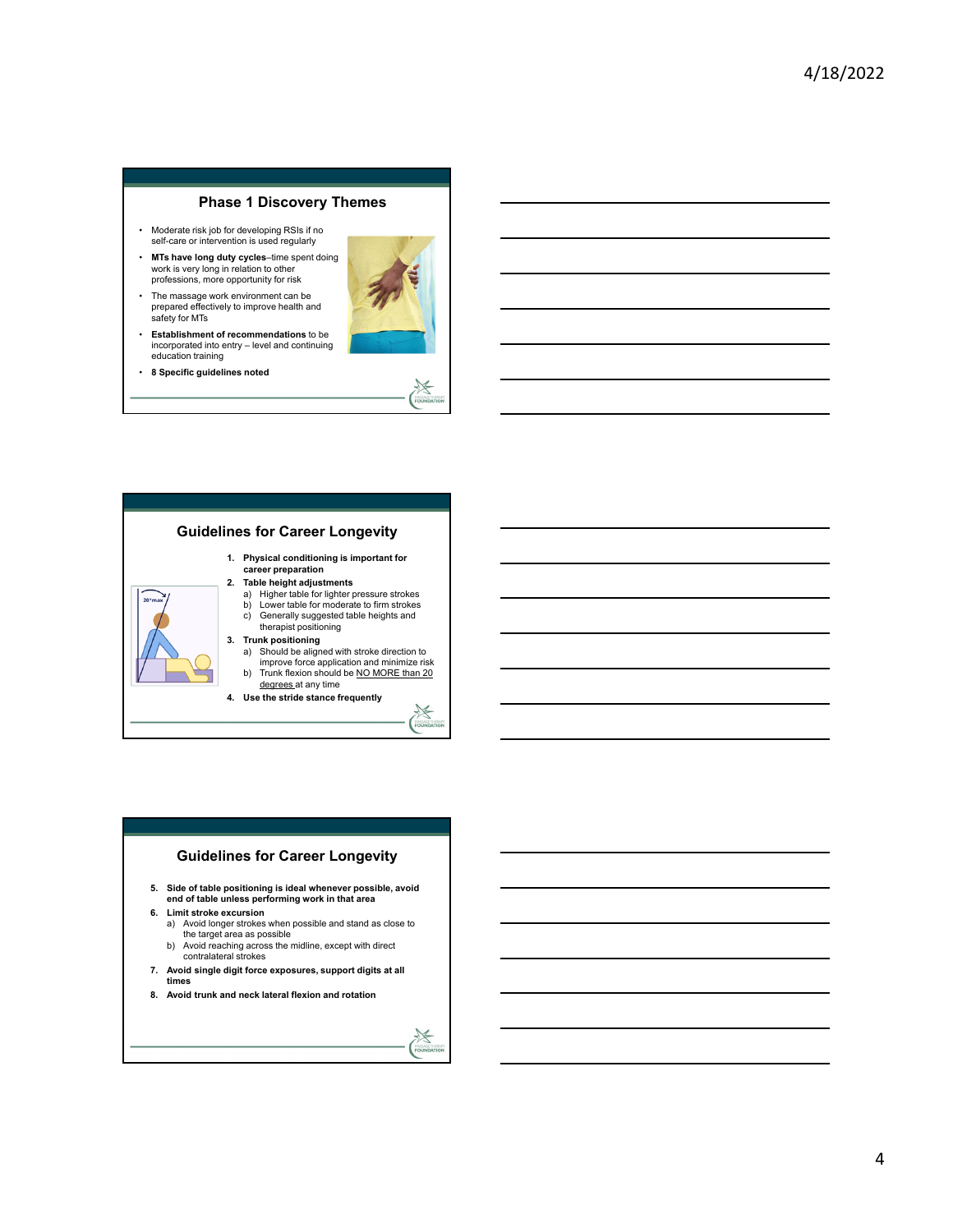## Phase 1 Discovery Themes

- Moderate risk job for developing RSIs if no self-care or intervention is used regularly
- **MTs have long duty cycles**–time spent doing work is very long in relation to other professions, more opportunity for risk
- The massage work environment can be prepared effectively to improve health and safety for MTs
- **Establishment of recommendations** to be incorporated into entry – level and continuing education training
- **8 Specific guidelines noted**

## Guidelines for Career Longevity

1. **Physical conditioning is important for career preparation**
2. **Table height adjustments**
   a) Higher table for lighter pressure strokes
   b) Lower table for moderate to firm strokes
   c) Generally suggested table heights and therapist positioning
3. **Trunk positioning**
   a) Should be aligned with stroke direction to improve force application and minimize risk
   b) Trunk flexion should be NO MORE than 20 degrees at any time
4. **Use the stride stance frequently**

## Guidelines for Career Longevity

5. **Side of table positioning is ideal whenever possible, avoid end of table unless performing work in that area**
6. **Limit stroke excursion**
   a) Avoid longer strokes when possible and stand as close to the target area as possible
   b) Avoid reaching across the midline, except with direct contralateral strokes
7. **Avoid single digit force exposures, support digits at all times**
8. **Avoid trunk and neck lateral flexion and rotation**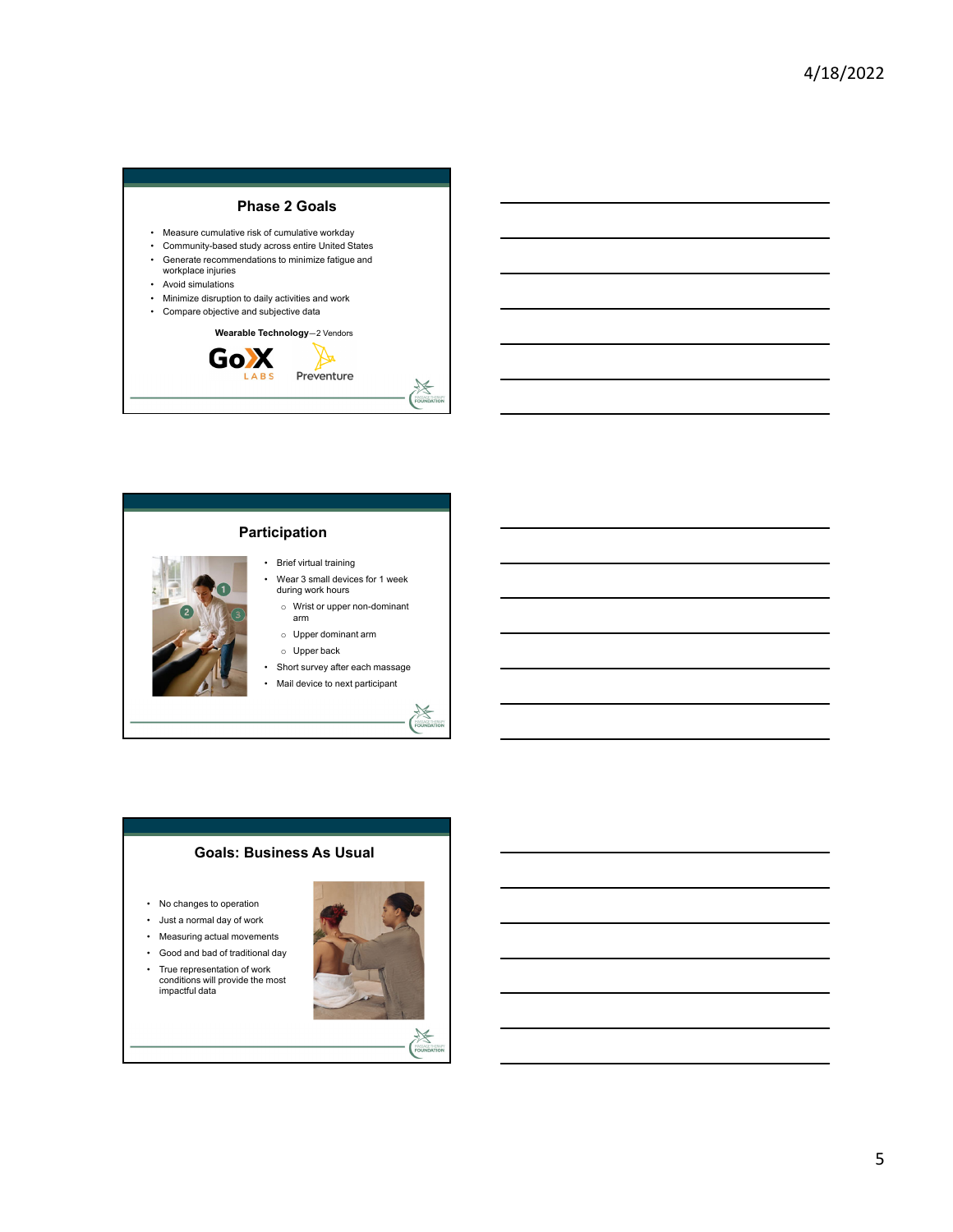## Phase 2 Goals

- Measure cumulative risk of cumulative workday
- Community-based study across entire United States
- Generate recommendations to minimize fatigue and workplace injuries
- Avoid simulations
- Minimize disruption to daily activities and work
- Compare objective and subjective data

**Wearable Technology**—2 Vendors

GoX LABS

Preventure

## Participation

- Brief virtual training
- Wear 3 small devices for 1 week during work hours
  - Wrist or upper non-dominant arm
  - Upper dominant arm
  - Upper back
- Short survey after each massage
- Mail device to next participant

## Goals: Business As Usual

- No changes to operation
- Just a normal day of work
- Measuring actual movements
- Good and bad of traditional day
- True representation of work conditions will provide the most impactful data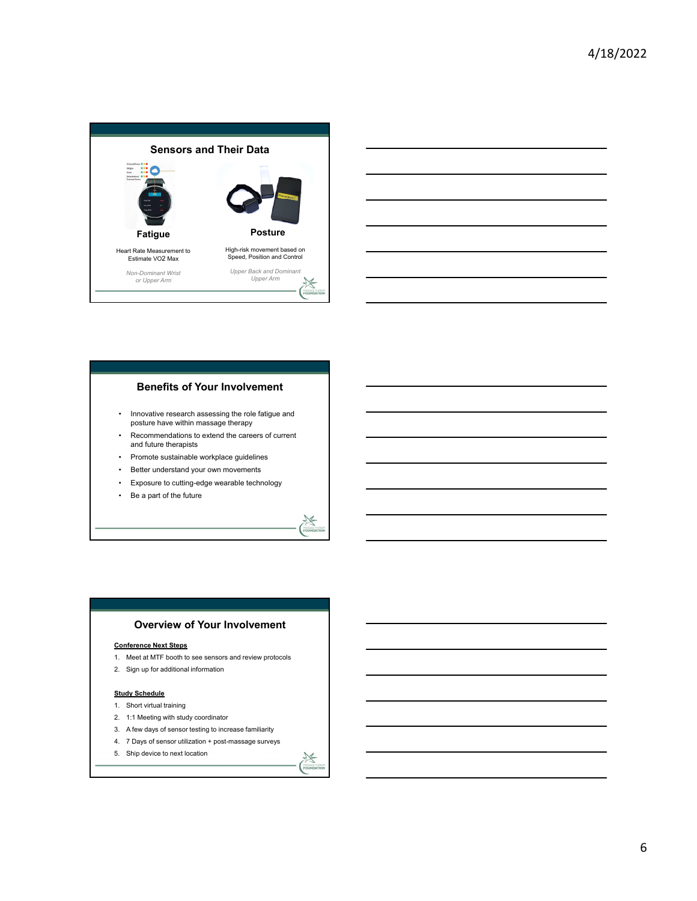## Sensors and Their Data

**Fatigue**

Heart Rate Measurement to Estimate VO2 Max

*Non-Dominant Wrist or Upper Arm*

**Posture**

High-risk movement based on Speed, Position and Control

*Upper Back and Dominant Upper Arm*

## Benefits of Your Involvement

- Innovative research assessing the role fatigue and posture have within massage therapy
- Recommendations to extend the careers of current and future therapists
- Promote sustainable workplace guidelines
- Better understand your own movements
- Exposure to cutting-edge wearable technology
- Be a part of the future

## Overview of Your Involvement

**Conference Next Steps**

1. Meet at MTF booth to see sensors and review protocols
2. Sign up for additional information

**Study Schedule**

1. Short virtual training
2. 1:1 Meeting with study coordinator
3. A few days of sensor testing to increase familiarity
4. 7 Days of sensor utilization + post-massage surveys
5. Ship device to next location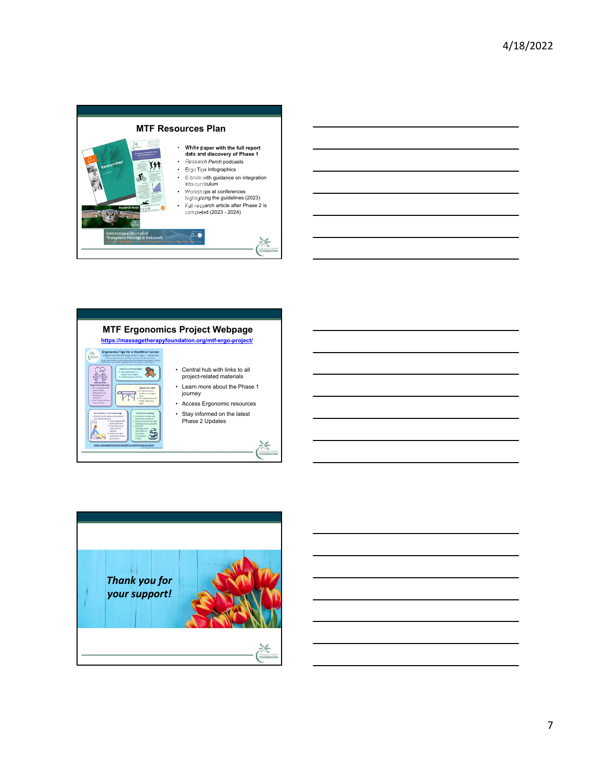## MTF Resources Plan

- White paper with the full report data and discovery of Phase 1
- *Research Perch* podcasts
- Ergo Tips Infographics
- E-book with guidance on integration into curriculum
- Workshops at conferences highlighting the guidelines (2023)
- Full research article after Phase 2 is completed (2023 - 2024)

## MTF Ergonomics Project Webpage

https://massagetherapyfoundation.org/mtf-ergo-project/

- Central hub with links to all project-related materials
- Learn more about the Phase 1 journey
- Access Ergonomic resources
- Stay informed on the latest Phase 2 Updates

*Thank you for your support!*